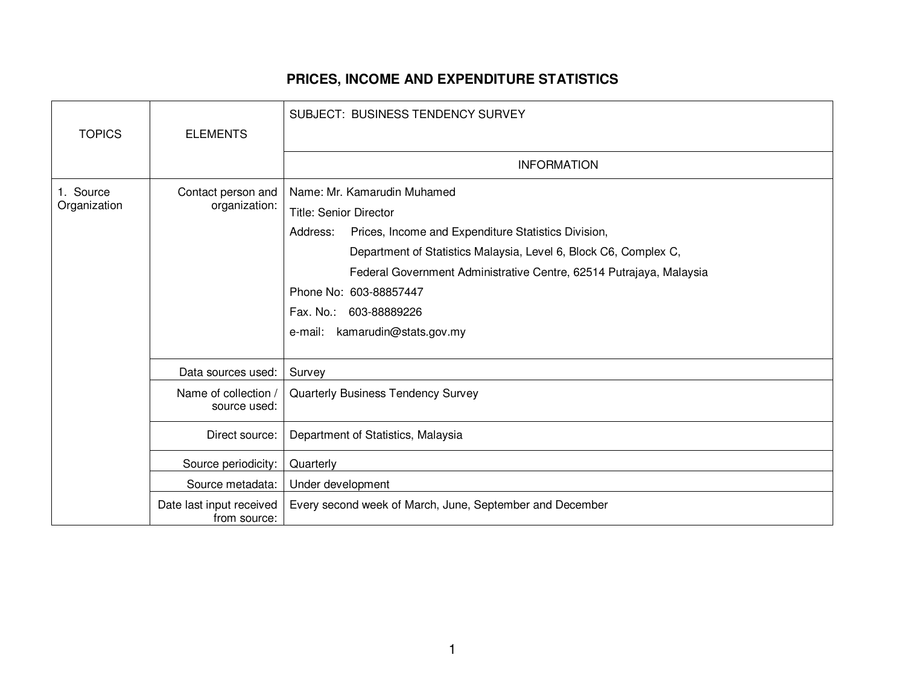# PRICES, INCOME AND EXPENDITURE STATISTICS

| TOPICS | ELEMENTS | SUBJECT: BUSINESS TENDENCY SURVEY |
|---|---|---|
| | | INFORMATION |
| 1. Source Organization | Contact person and organization: | Name: Mr. Kamarudin Muhamed<br>Title: Senior Director<br>Address: Prices, Income and Expenditure Statistics Division, Department of Statistics Malaysia, Level 6, Block C6, Complex C, Federal Government Administrative Centre, 62514 Putrajaya, Malaysia<br>Phone No: 603-88857447<br>Fax. No.: 603-88889226<br>e-mail: kamarudin@stats.gov.my |
| | Data sources used: | Survey |
| | Name of collection / source used: | Quarterly Business Tendency Survey |
| | Direct source: | Department of Statistics, Malaysia |
| | Source periodicity: | Quarterly |
| | Source metadata: | Under development |
| | Date last input received from source: | Every second week of March, June, September and December |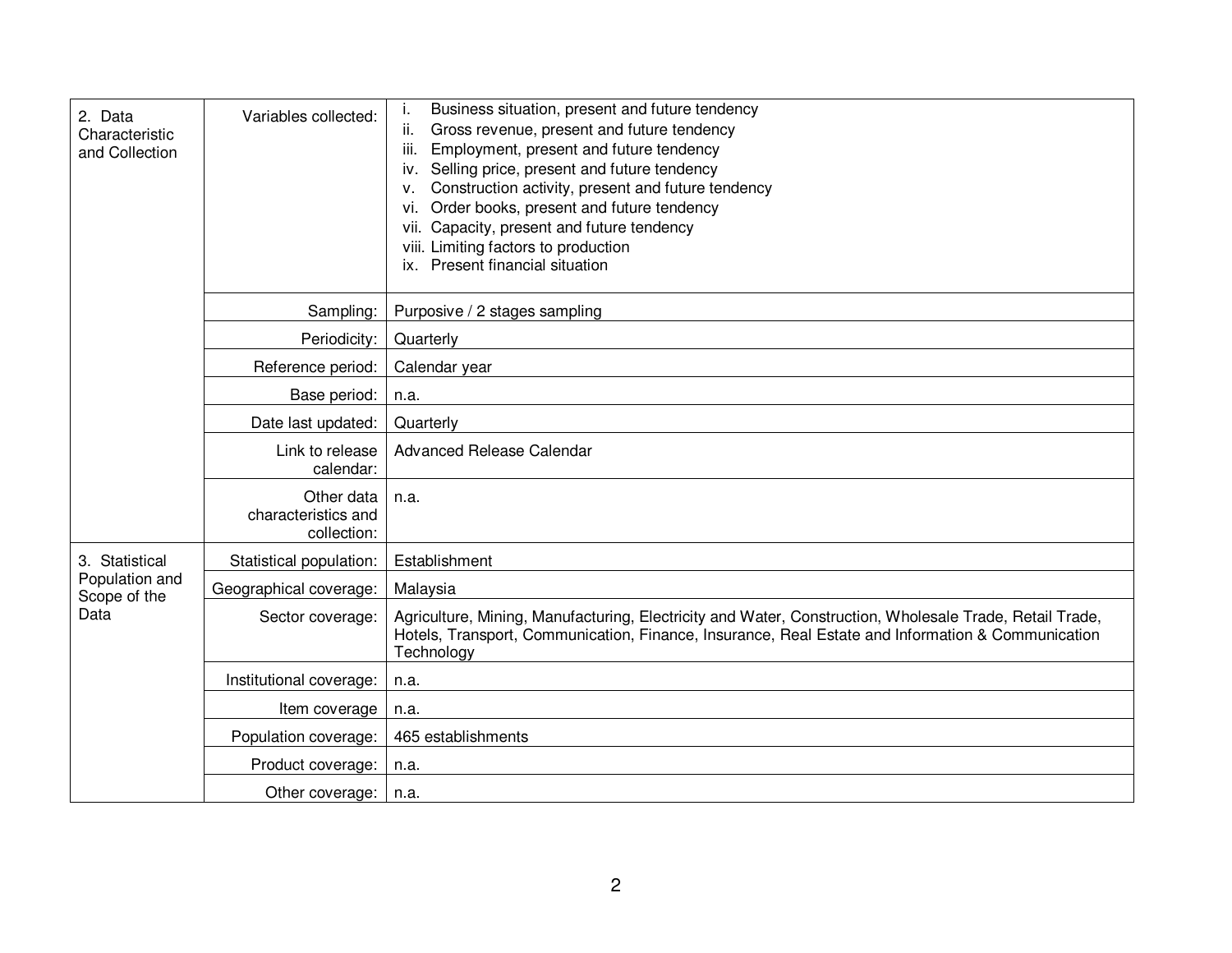| | | |
|---|---|---|
| 2. Data Characteristic and Collection | Variables collected: | i. Business situation, present and future tendency<br>ii. Gross revenue, present and future tendency<br>iii. Employment, present and future tendency<br>iv. Selling price, present and future tendency<br>v. Construction activity, present and future tendency<br>vi. Order books, present and future tendency<br>vii. Capacity, present and future tendency<br>viii. Limiting factors to production<br>ix. Present financial situation |
| | Sampling: | Purposive / 2 stages sampling |
| | Periodicity: | Quarterly |
| | Reference period: | Calendar year |
| | Base period: | n.a. |
| | Date last updated: | Quarterly |
| | Link to release calendar: | Advanced Release Calendar |
| | Other data characteristics and collection: | n.a. |
| 3. Statistical Population and Scope of the Data | Statistical population: | Establishment |
| | Geographical coverage: | Malaysia |
| | Sector coverage: | Agriculture, Mining, Manufacturing, Electricity and Water, Construction, Wholesale Trade, Retail Trade, Hotels, Transport, Communication, Finance, Insurance, Real Estate and Information & Communication Technology |
| | Institutional coverage: | n.a. |
| | Item coverage | n.a. |
| | Population coverage: | 465 establishments |
| | Product coverage: | n.a. |
| | Other coverage: | n.a. |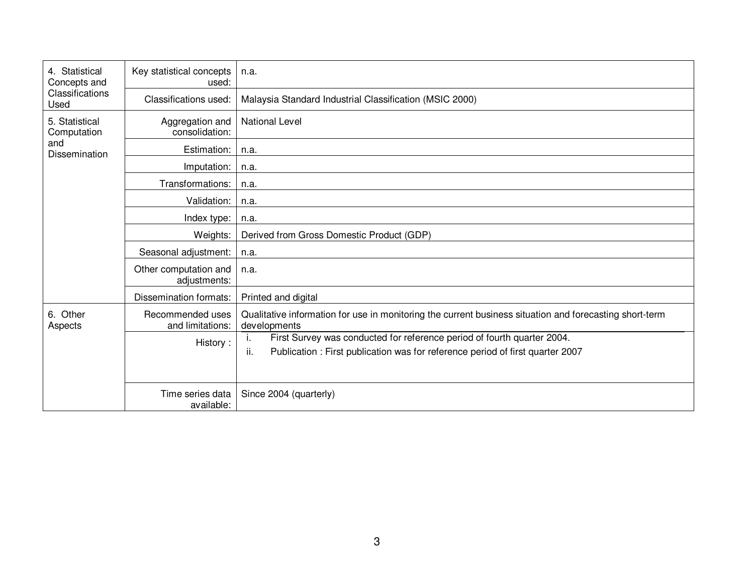| | | |
|---|---|---|
| 4. Statistical Concepts and Classifications Used | Key statistical concepts used: | n.a. |
| | Classifications used: | Malaysia Standard Industrial Classification (MSIC 2000) |
| 5. Statistical Computation and Dissemination | Aggregation and consolidation: | National Level |
| | Estimation: | n.a. |
| | Imputation: | n.a. |
| | Transformations: | n.a. |
| | Validation: | n.a. |
| | Index type: | n.a. |
| | Weights: | Derived from Gross Domestic Product (GDP) |
| | Seasonal adjustment: | n.a. |
| | Other computation and adjustments: | n.a. |
| | Dissemination formats: | Printed and digital |
| 6. Other Aspects | Recommended uses and limitations: | Qualitative information for use in monitoring the current business situation and forecasting short-term developments |
| | History : | i. First Survey was conducted for reference period of fourth quarter 2004.<br>ii. Publication : First publication was for reference period of first quarter 2007 |
| | Time series data available: | Since 2004 (quarterly) |